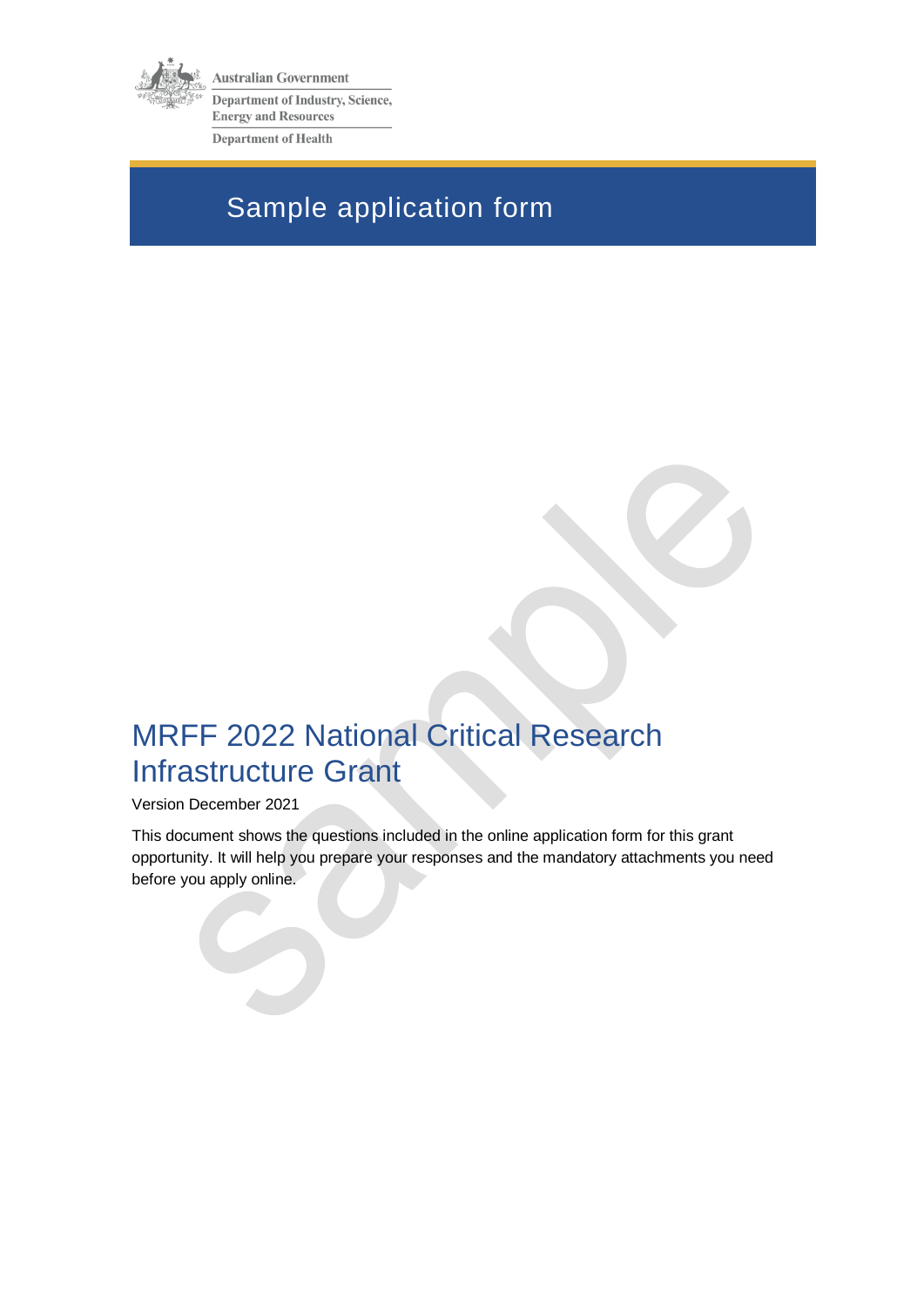Australian Government

Department of Industry, Science, Energy and Resources

Department of Health

# Sample application form

# MRFF 2022 National Critical Research Infrastructure Grant

Version December 2021

This document shows the questions included in the online application form for this grant opportunity. It will help you prepare your responses and the mandatory attachments you need before you apply online.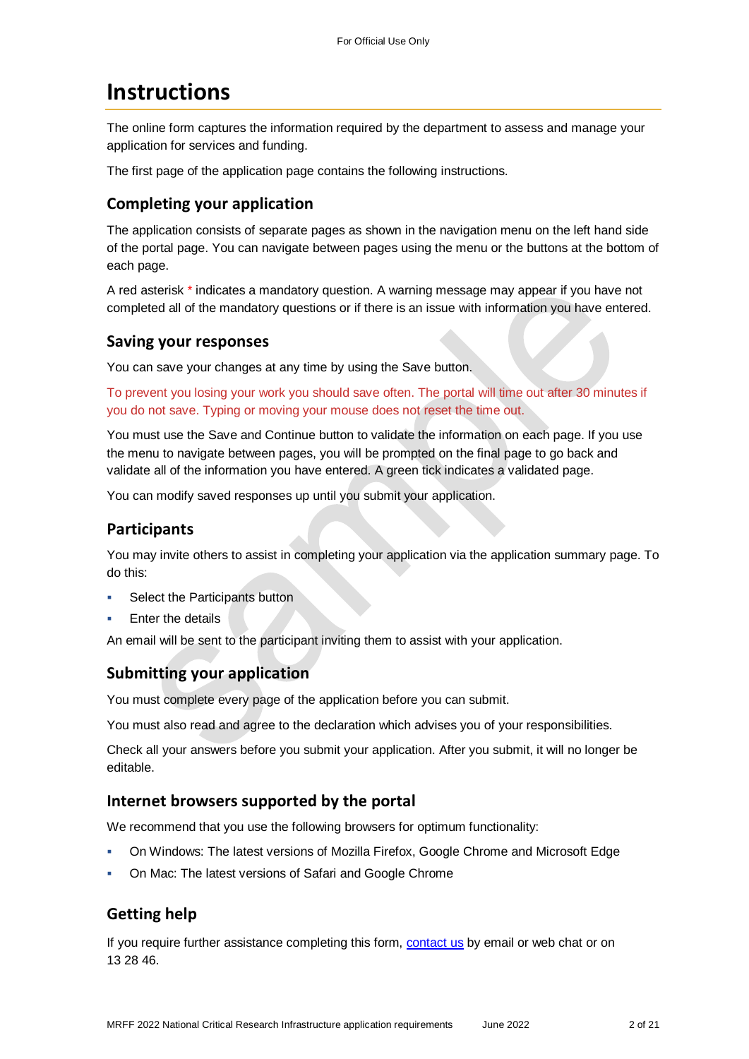# Instructions

The online form captures the information required by the department to assess and manage your application for services and funding.

The first page of the application page contains the following instructions.

## Completing your application

The application consists of separate pages as shown in the navigation menu on the left hand side of the portal page. You can navigate between pages using the menu or the buttons at the bottom of each page.

A red asterisk * indicates a mandatory question. A warning message may appear if you have not completed all of the mandatory questions or if there is an issue with information you have entered.

## Saving your responses

You can save your changes at any time by using the Save button.

To prevent you losing your work you should save often. The portal will time out after 30 minutes if you do not save. Typing or moving your mouse does not reset the time out.

You must use the Save and Continue button to validate the information on each page. If you use the menu to navigate between pages, you will be prompted on the final page to go back and validate all of the information you have entered. A green tick indicates a validated page.

You can modify saved responses up until you submit your application.

## Participants

You may invite others to assist in completing your application via the application summary page. To do this:

- Select the Participants button
- Enter the details

An email will be sent to the participant inviting them to assist with your application.

## Submitting your application

You must complete every page of the application before you can submit.

You must also read and agree to the declaration which advises you of your responsibilities.

Check all your answers before you submit your application. After you submit, it will no longer be editable.

## Internet browsers supported by the portal

We recommend that you use the following browsers for optimum functionality:

- On Windows: The latest versions of Mozilla Firefox, Google Chrome and Microsoft Edge
- On Mac: The latest versions of Safari and Google Chrome

## Getting help

If you require further assistance completing this form, contact us by email or web chat or on 13 28 46.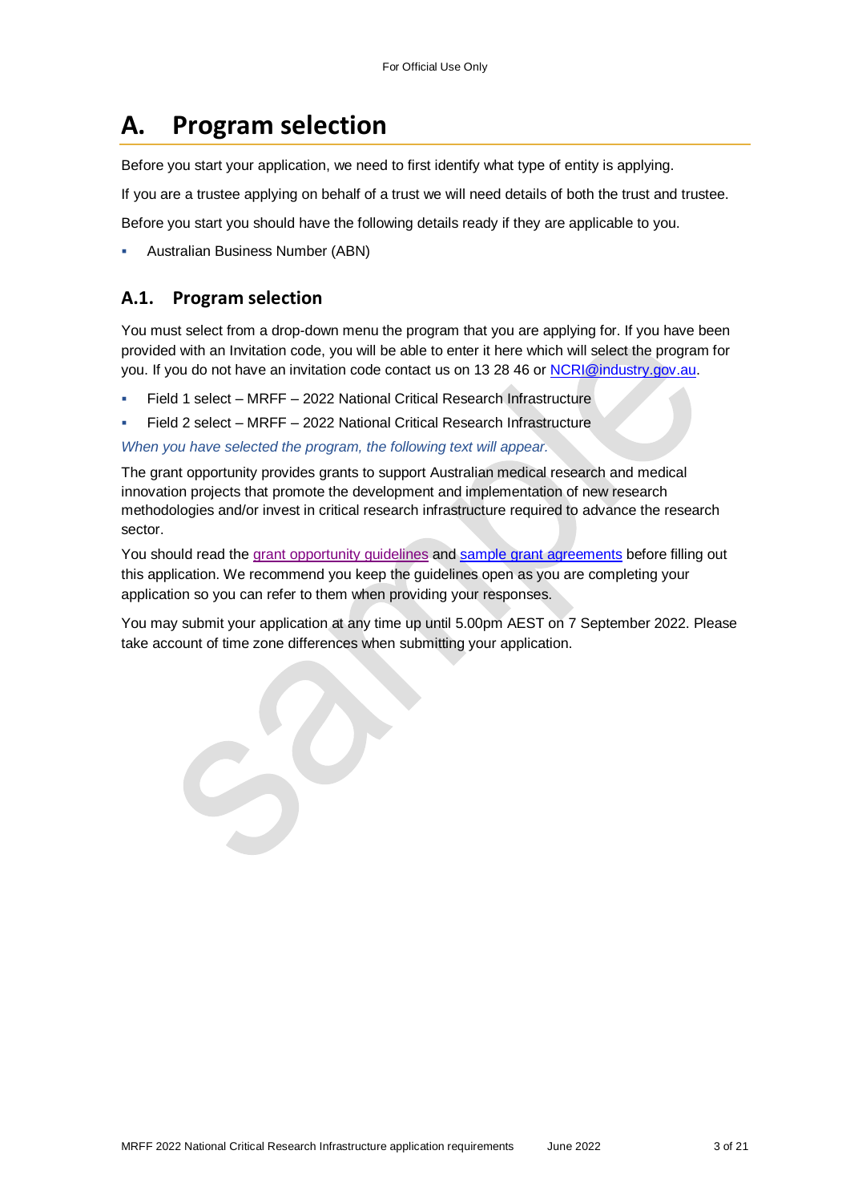# A. Program selection

Before you start your application, we need to first identify what type of entity is applying.

If you are a trustee applying on behalf of a trust we will need details of both the trust and trustee.

Before you start you should have the following details ready if they are applicable to you.

- Australian Business Number (ABN)

## A.1. Program selection

You must select from a drop-down menu the program that you are applying for. If you have been provided with an Invitation code, you will be able to enter it here which will select the program for you. If you do not have an invitation code contact us on 13 28 46 or NCRI@industry.gov.au.

- Field 1 select – MRFF – 2022 National Critical Research Infrastructure
- Field 2 select – MRFF – 2022 National Critical Research Infrastructure

*When you have selected the program, the following text will appear.*

The grant opportunity provides grants to support Australian medical research and medical innovation projects that promote the development and implementation of new research methodologies and/or invest in critical research infrastructure required to advance the research sector.

You should read the grant opportunity guidelines and sample grant agreements before filling out this application. We recommend you keep the guidelines open as you are completing your application so you can refer to them when providing your responses.

You may submit your application at any time up until 5.00pm AEST on 7 September 2022. Please take account of time zone differences when submitting your application.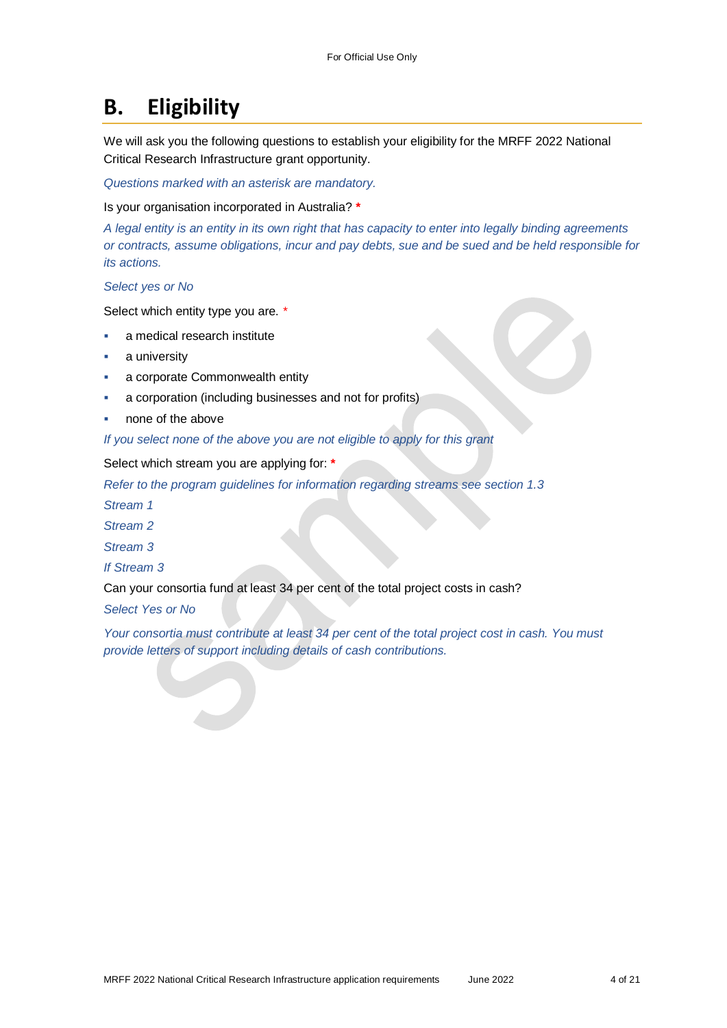# B. Eligibility

We will ask you the following questions to establish your eligibility for the MRFF 2022 National Critical Research Infrastructure grant opportunity.

*Questions marked with an asterisk are mandatory.*

Is your organisation incorporated in Australia? *

*A legal entity is an entity in its own right that has capacity to enter into legally binding agreements or contracts, assume obligations, incur and pay debts, sue and be sued and be held responsible for its actions.*

*Select yes or No*

Select which entity type you are. *

- a medical research institute
- a university
- a corporate Commonwealth entity
- a corporation (including businesses and not for profits)
- none of the above

*If you select none of the above you are not eligible to apply for this grant*

Select which stream you are applying for: *

*Refer to the program guidelines for information regarding streams see section 1.3*

*Stream 1*

*Stream 2*

*Stream 3*

*If Stream 3*

Can your consortia fund at least 34 per cent of the total project costs in cash?

*Select Yes or No*

*Your consortia must contribute at least 34 per cent of the total project cost in cash. You must provide letters of support including details of cash contributions.*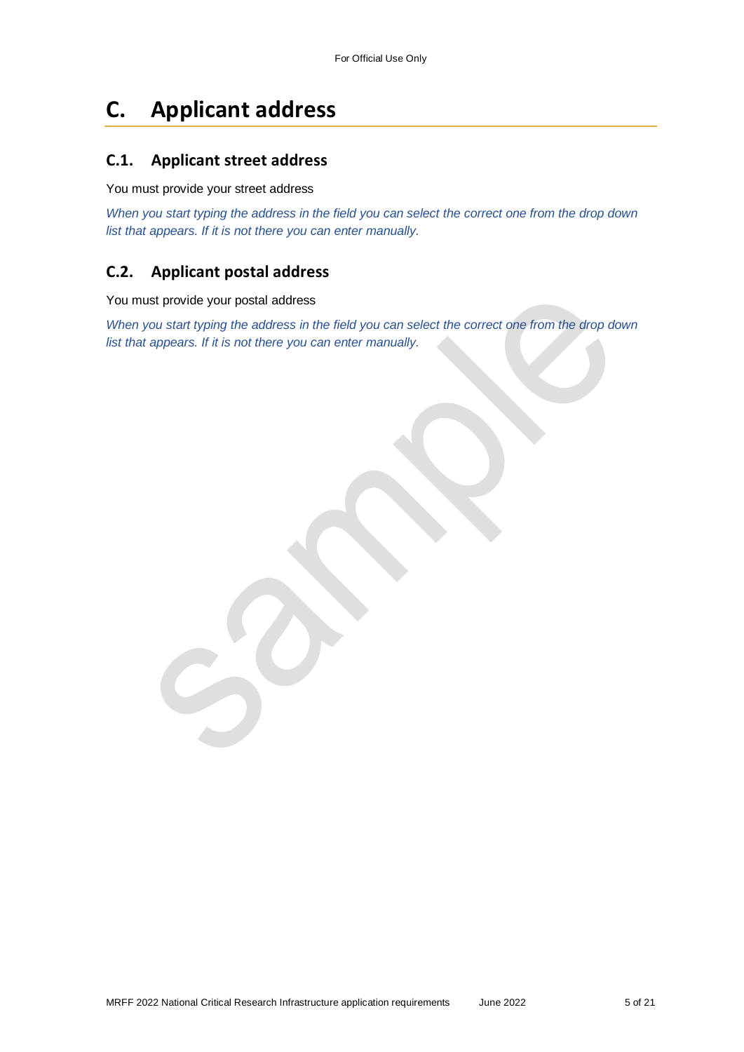# C. Applicant address

## C.1. Applicant street address

You must provide your street address

*When you start typing the address in the field you can select the correct one from the drop down list that appears. If it is not there you can enter manually.*

## C.2. Applicant postal address

You must provide your postal address

*When you start typing the address in the field you can select the correct one from the drop down list that appears. If it is not there you can enter manually.*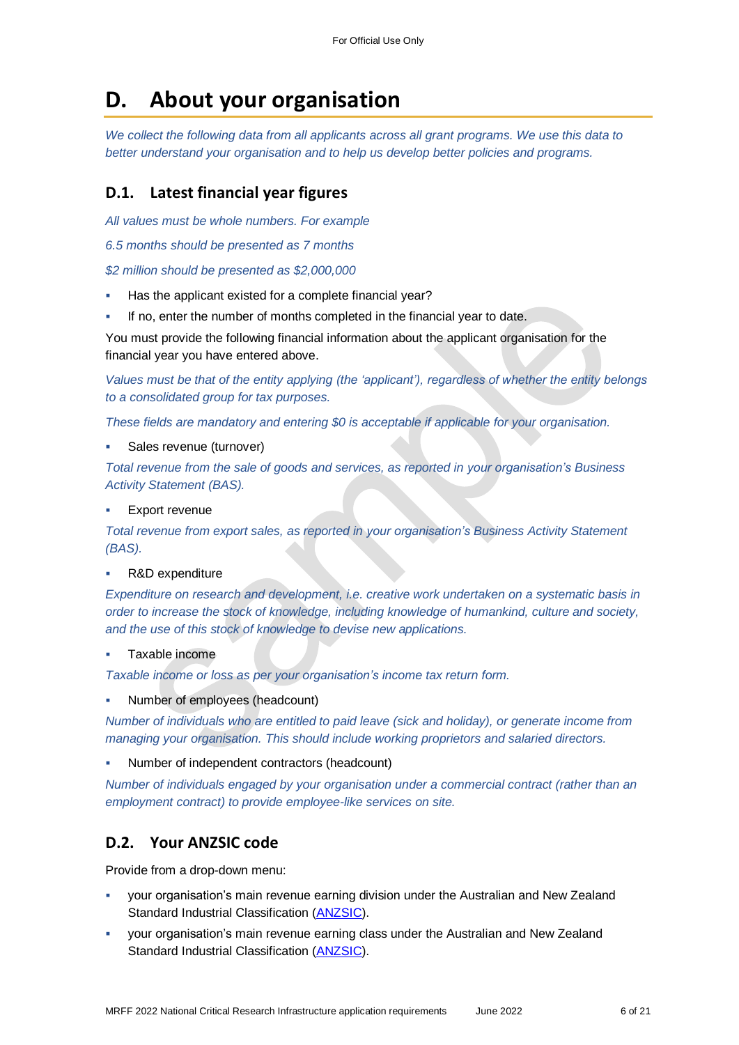# D. About your organisation

*We collect the following data from all applicants across all grant programs. We use this data to better understand your organisation and to help us develop better policies and programs.*

## D.1. Latest financial year figures

*All values must be whole numbers. For example*

*6.5 months should be presented as 7 months*

*$2 million should be presented as $2,000,000*

- Has the applicant existed for a complete financial year?
- If no, enter the number of months completed in the financial year to date.

You must provide the following financial information about the applicant organisation for the financial year you have entered above.

*Values must be that of the entity applying (the 'applicant'), regardless of whether the entity belongs to a consolidated group for tax purposes.*

*These fields are mandatory and entering $0 is acceptable if applicable for your organisation.*

- Sales revenue (turnover)

*Total revenue from the sale of goods and services, as reported in your organisation's Business Activity Statement (BAS).*

- Export revenue

*Total revenue from export sales, as reported in your organisation's Business Activity Statement (BAS).*

- R&D expenditure

*Expenditure on research and development, i.e. creative work undertaken on a systematic basis in order to increase the stock of knowledge, including knowledge of humankind, culture and society, and the use of this stock of knowledge to devise new applications.*

- Taxable income

*Taxable income or loss as per your organisation's income tax return form.*

- Number of employees (headcount)

*Number of individuals who are entitled to paid leave (sick and holiday), or generate income from managing your organisation. This should include working proprietors and salaried directors.*

- Number of independent contractors (headcount)

*Number of individuals engaged by your organisation under a commercial contract (rather than an employment contract) to provide employee-like services on site.*

## D.2. Your ANZSIC code

Provide from a drop-down menu:

- your organisation's main revenue earning division under the Australian and New Zealand Standard Industrial Classification (ANZSIC).
- your organisation's main revenue earning class under the Australian and New Zealand Standard Industrial Classification (ANZSIC).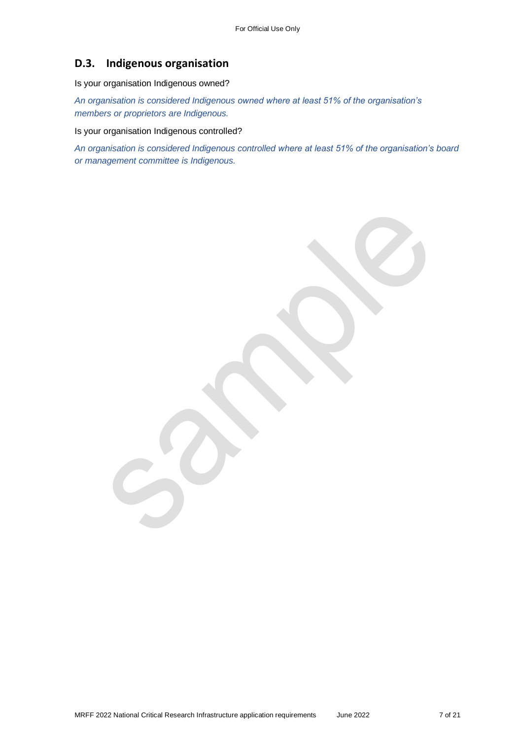## D.3. Indigenous organisation

Is your organisation Indigenous owned?

*An organisation is considered Indigenous owned where at least 51% of the organisation's members or proprietors are Indigenous.*

Is your organisation Indigenous controlled?

*An organisation is considered Indigenous controlled where at least 51% of the organisation's board or management committee is Indigenous.*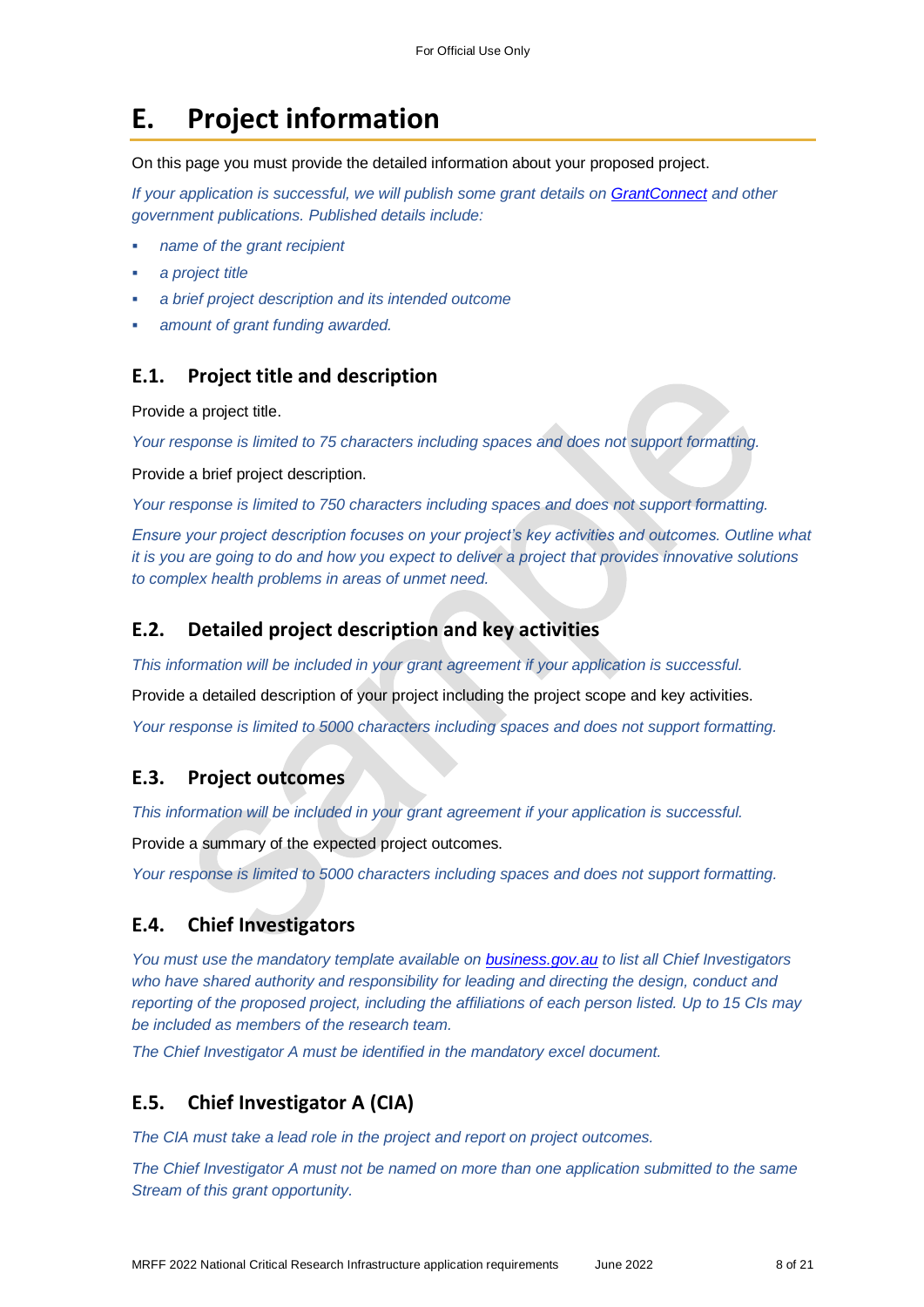# E. Project information

On this page you must provide the detailed information about your proposed project.

*If your application is successful, we will publish some grant details on [GrantConnect](GrantConnect) and other government publications. Published details include:*

- *name of the grant recipient*
- *a project title*
- *a brief project description and its intended outcome*
- *amount of grant funding awarded.*

## E.1. Project title and description

Provide a project title.

*Your response is limited to 75 characters including spaces and does not support formatting.*

Provide a brief project description.

*Your response is limited to 750 characters including spaces and does not support formatting.*

*Ensure your project description focuses on your project's key activities and outcomes. Outline what it is you are going to do and how you expect to deliver a project that provides innovative solutions to complex health problems in areas of unmet need.*

## E.2. Detailed project description and key activities

*This information will be included in your grant agreement if your application is successful.*

Provide a detailed description of your project including the project scope and key activities.

*Your response is limited to 5000 characters including spaces and does not support formatting.*

## E.3. Project outcomes

*This information will be included in your grant agreement if your application is successful.*

Provide a summary of the expected project outcomes.

*Your response is limited to 5000 characters including spaces and does not support formatting.*

## E.4. Chief Investigators

*You must use the mandatory template available on [business.gov.au](business.gov.au) to list all Chief Investigators who have shared authority and responsibility for leading and directing the design, conduct and reporting of the proposed project, including the affiliations of each person listed. Up to 15 CIs may be included as members of the research team.*

*The Chief Investigator A must be identified in the mandatory excel document.*

## E.5. Chief Investigator A (CIA)

*The CIA must take a lead role in the project and report on project outcomes.*

*The Chief Investigator A must not be named on more than one application submitted to the same Stream of this grant opportunity.*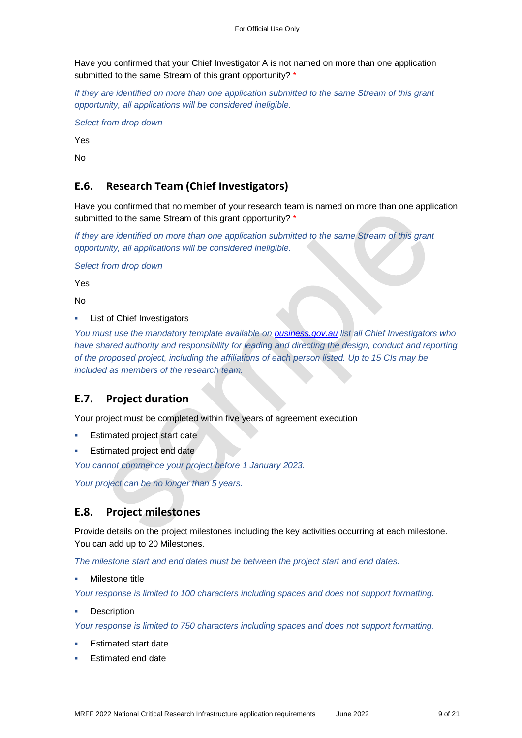Have you confirmed that your Chief Investigator A is not named on more than one application submitted to the same Stream of this grant opportunity? *

*If they are identified on more than one application submitted to the same Stream of this grant opportunity, all applications will be considered ineligible.*

*Select from drop down*

Yes

No

## E.6. Research Team (Chief Investigators)

Have you confirmed that no member of your research team is named on more than one application submitted to the same Stream of this grant opportunity? *

*If they are identified on more than one application submitted to the same Stream of this grant opportunity, all applications will be considered ineligible.*

*Select from drop down*

Yes

No

- List of Chief Investigators

*You must use the mandatory template available on [business.gov.au](business.gov.au) list all Chief Investigators who have shared authority and responsibility for leading and directing the design, conduct and reporting of the proposed project, including the affiliations of each person listed. Up to 15 CIs may be included as members of the research team.*

## E.7. Project duration

Your project must be completed within five years of agreement execution

- Estimated project start date
- Estimated project end date

*You cannot commence your project before 1 January 2023.*

*Your project can be no longer than 5 years.*

## E.8. Project milestones

Provide details on the project milestones including the key activities occurring at each milestone. You can add up to 20 Milestones.

*The milestone start and end dates must be between the project start and end dates.*

- Milestone title

*Your response is limited to 100 characters including spaces and does not support formatting.*

- Description

*Your response is limited to 750 characters including spaces and does not support formatting.*

- Estimated start date
- Estimated end date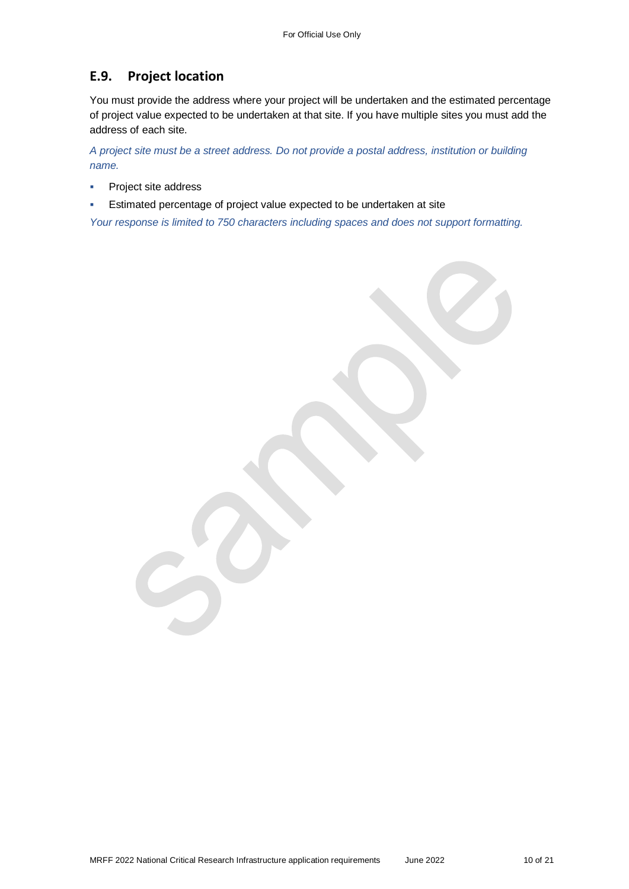## E.9. Project location

You must provide the address where your project will be undertaken and the estimated percentage of project value expected to be undertaken at that site. If you have multiple sites you must add the address of each site.

*A project site must be a street address. Do not provide a postal address, institution or building name.*

- Project site address
- Estimated percentage of project value expected to be undertaken at site

*Your response is limited to 750 characters including spaces and does not support formatting.*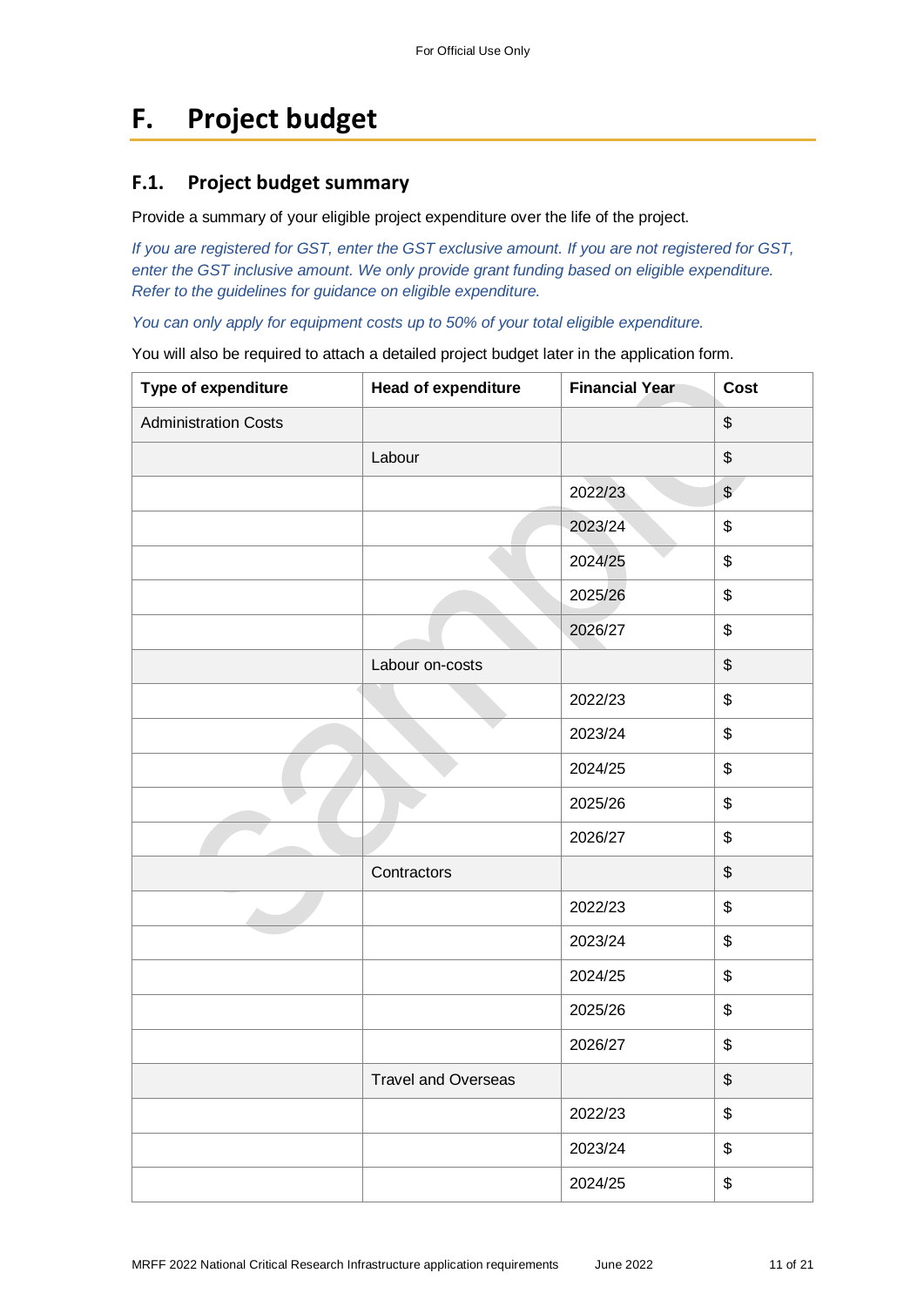# F. Project budget

## F.1. Project budget summary

Provide a summary of your eligible project expenditure over the life of the project.

*If you are registered for GST, enter the GST exclusive amount. If you are not registered for GST, enter the GST inclusive amount. We only provide grant funding based on eligible expenditure. Refer to the guidelines for guidance on eligible expenditure.*

*You can only apply for equipment costs up to 50% of your total eligible expenditure.*

You will also be required to attach a detailed project budget later in the application form.

| Type of expenditure | Head of expenditure | Financial Year | Cost |
|---|---|---|---|
| Administration Costs | | | $ |
| | Labour | | $ |
| | | 2022/23 | $ |
| | | 2023/24 | $ |
| | | 2024/25 | $ |
| | | 2025/26 | $ |
| | | 2026/27 | $ |
| | Labour on-costs | | $ |
| | | 2022/23 | $ |
| | | 2023/24 | $ |
| | | 2024/25 | $ |
| | | 2025/26 | $ |
| | | 2026/27 | $ |
| | Contractors | | $ |
| | | 2022/23 | $ |
| | | 2023/24 | $ |
| | | 2024/25 | $ |
| | | 2025/26 | $ |
| | | 2026/27 | $ |
| | Travel and Overseas | | $ |
| | | 2022/23 | $ |
| | | 2023/24 | $ |
| | | 2024/25 | $ |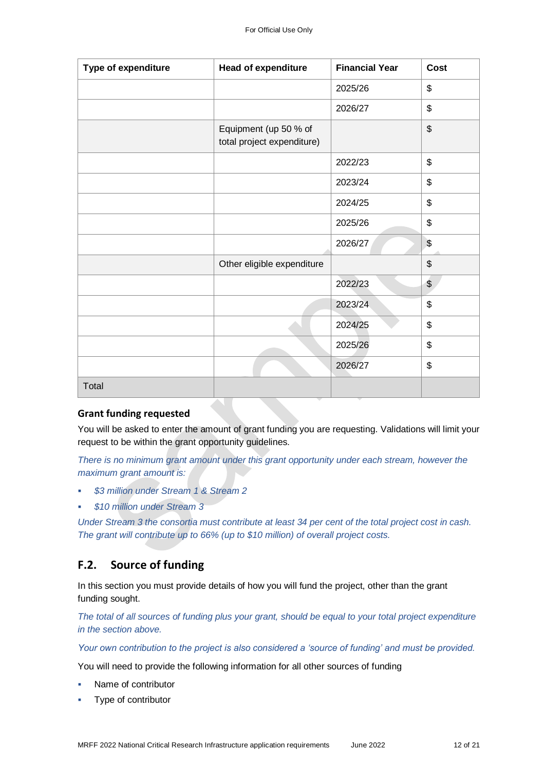| Type of expenditure | Head of expenditure | Financial Year | Cost |
|---|---|---|---|
| | | 2025/26 | $ |
| | | 2026/27 | $ |
| | Equipment (up 50 % of total project expenditure) | | $ |
| | | 2022/23 | $ |
| | | 2023/24 | $ |
| | | 2024/25 | $ |
| | | 2025/26 | $ |
| | | 2026/27 | $ |
| | Other eligible expenditure | | $ |
| | | 2022/23 | $ |
| | | 2023/24 | $ |
| | | 2024/25 | $ |
| | | 2025/26 | $ |
| | | 2026/27 | $ |
| Total | | | |

**Grant funding requested**

You will be asked to enter the amount of grant funding you are requesting. Validations will limit your request to be within the grant opportunity guidelines.

*There is no minimum grant amount under this grant opportunity under each stream, however the maximum grant amount is:*

- *$3 million under Stream 1 & Stream 2*
- *$10 million under Stream 3*

*Under Stream 3 the consortia must contribute at least 34 per cent of the total project cost in cash. The grant will contribute up to 66% (up to $10 million) of overall project costs.*

## F.2. Source of funding

In this section you must provide details of how you will fund the project, other than the grant funding sought.

*The total of all sources of funding plus your grant, should be equal to your total project expenditure in the section above.*

*Your own contribution to the project is also considered a 'source of funding' and must be provided.*

You will need to provide the following information for all other sources of funding

- Name of contributor
- Type of contributor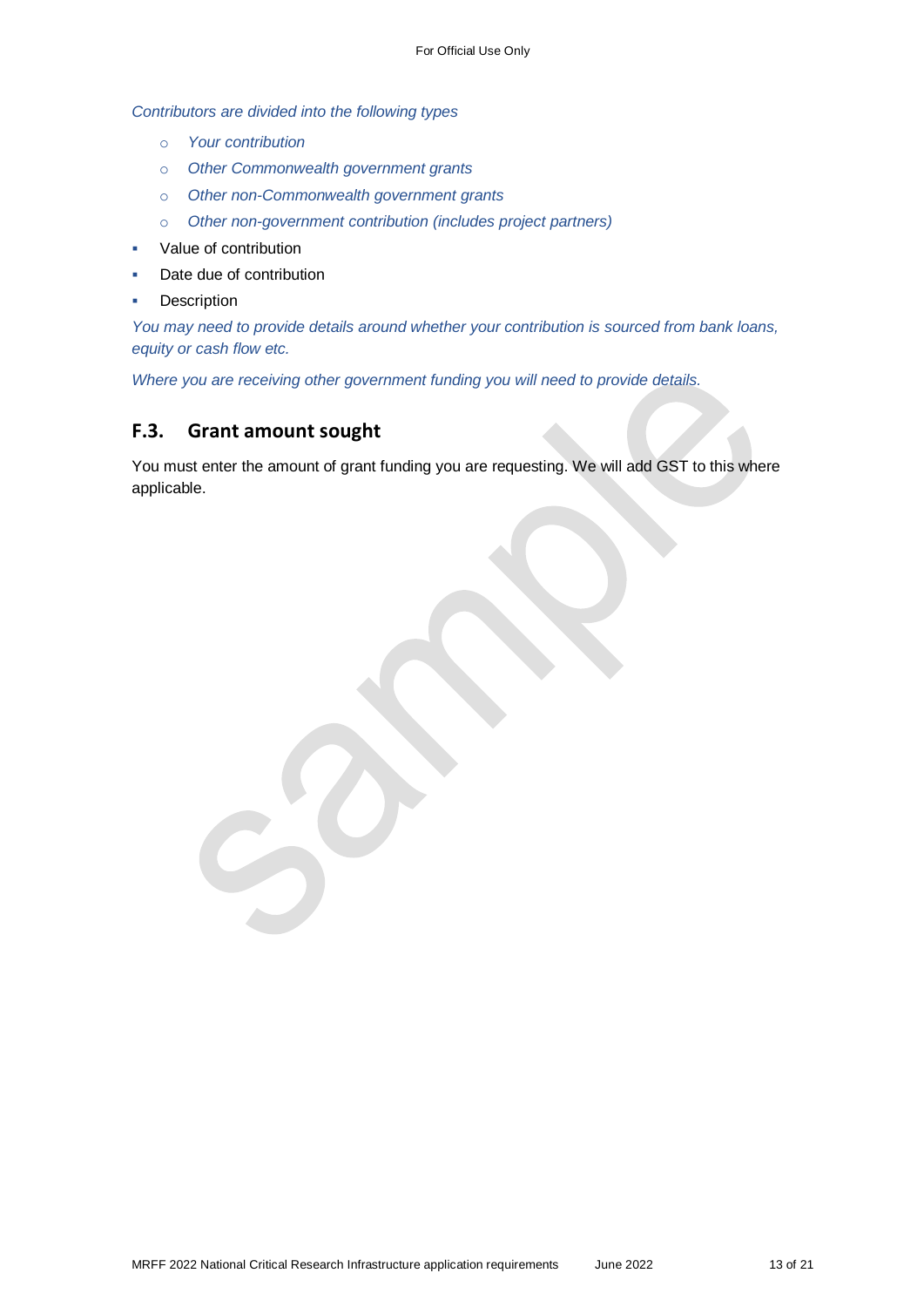*Contributors are divided into the following types*

- *Your contribution*
- *Other Commonwealth government grants*
- *Other non-Commonwealth government grants*
- *Other non-government contribution (includes project partners)*

- Value of contribution
- Date due of contribution
- Description

*You may need to provide details around whether your contribution is sourced from bank loans, equity or cash flow etc.*

*Where you are receiving other government funding you will need to provide details.*

## F.3. Grant amount sought

You must enter the amount of grant funding you are requesting. We will add GST to this where applicable.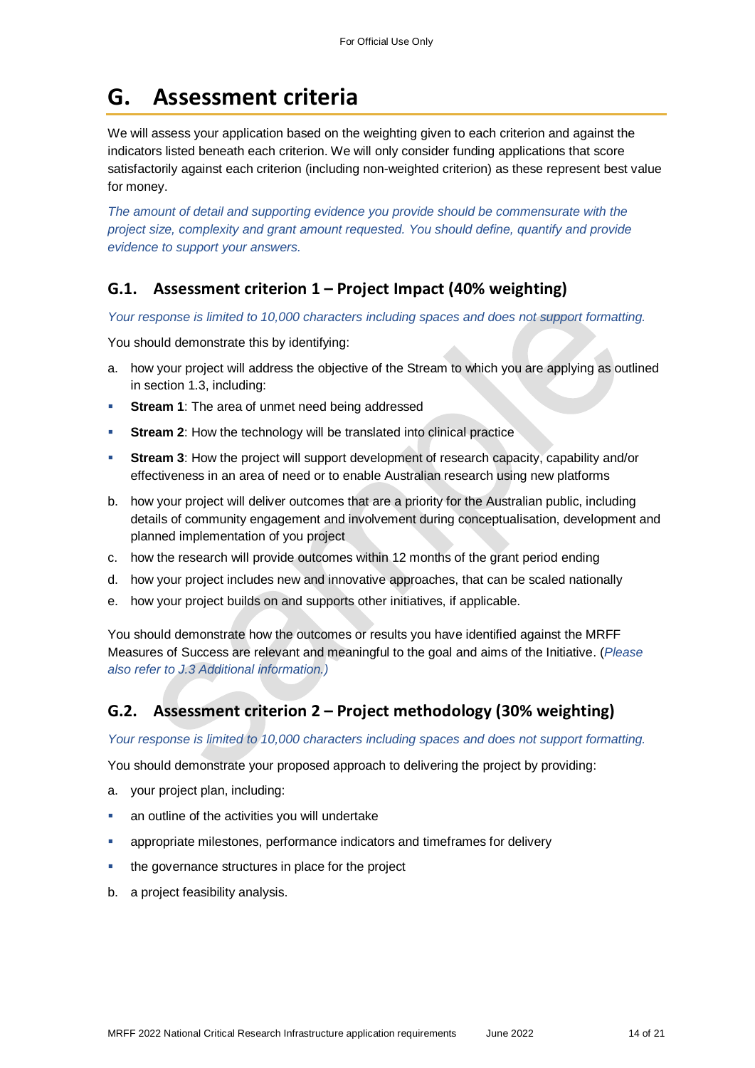# G. Assessment criteria

We will assess your application based on the weighting given to each criterion and against the indicators listed beneath each criterion. We will only consider funding applications that score satisfactorily against each criterion (including non-weighted criterion) as these represent best value for money.

*The amount of detail and supporting evidence you provide should be commensurate with the project size, complexity and grant amount requested. You should define, quantify and provide evidence to support your answers.*

## G.1. Assessment criterion 1 – Project Impact (40% weighting)

*Your response is limited to 10,000 characters including spaces and does not support formatting.*

You should demonstrate this by identifying:

a. how your project will address the objective of the Stream to which you are applying as outlined in section 1.3, including:
   - **Stream 1**: The area of unmet need being addressed
   - **Stream 2**: How the technology will be translated into clinical practice
   - **Stream 3**: How the project will support development of research capacity, capability and/or effectiveness in an area of need or to enable Australian research using new platforms

b. how your project will deliver outcomes that are a priority for the Australian public, including details of community engagement and involvement during conceptualisation, development and planned implementation of you project

c. how the research will provide outcomes within 12 months of the grant period ending

d. how your project includes new and innovative approaches, that can be scaled nationally

e. how your project builds on and supports other initiatives, if applicable.

You should demonstrate how the outcomes or results you have identified against the MRFF Measures of Success are relevant and meaningful to the goal and aims of the Initiative. (*Please also refer to J.3 Additional information.)*

## G.2. Assessment criterion 2 – Project methodology (30% weighting)

*Your response is limited to 10,000 characters including spaces and does not support formatting.*

You should demonstrate your proposed approach to delivering the project by providing:

a. your project plan, including:
   - an outline of the activities you will undertake
   - appropriate milestones, performance indicators and timeframes for delivery
   - the governance structures in place for the project

b. a project feasibility analysis.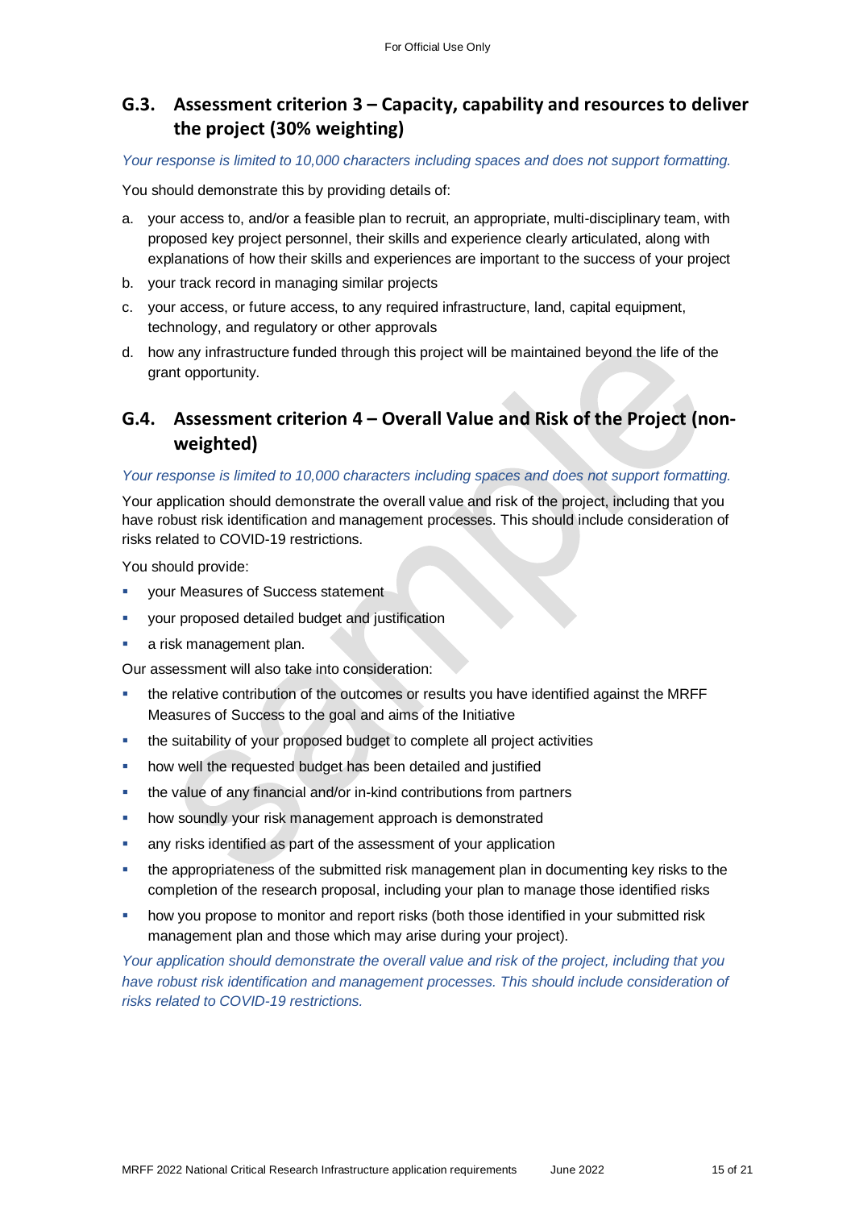## G.3. Assessment criterion 3 – Capacity, capability and resources to deliver the project (30% weighting)

*Your response is limited to 10,000 characters including spaces and does not support formatting.*

You should demonstrate this by providing details of:

a. your access to, and/or a feasible plan to recruit, an appropriate, multi-disciplinary team, with proposed key project personnel, their skills and experience clearly articulated, along with explanations of how their skills and experiences are important to the success of your project
b. your track record in managing similar projects
c. your access, or future access, to any required infrastructure, land, capital equipment, technology, and regulatory or other approvals
d. how any infrastructure funded through this project will be maintained beyond the life of the grant opportunity.

## G.4. Assessment criterion 4 – Overall Value and Risk of the Project (non-weighted)

*Your response is limited to 10,000 characters including spaces and does not support formatting.*

Your application should demonstrate the overall value and risk of the project, including that you have robust risk identification and management processes. This should include consideration of risks related to COVID-19 restrictions.

You should provide:

- your Measures of Success statement
- your proposed detailed budget and justification
- a risk management plan.

Our assessment will also take into consideration:

- the relative contribution of the outcomes or results you have identified against the MRFF Measures of Success to the goal and aims of the Initiative
- the suitability of your proposed budget to complete all project activities
- how well the requested budget has been detailed and justified
- the value of any financial and/or in-kind contributions from partners
- how soundly your risk management approach is demonstrated
- any risks identified as part of the assessment of your application
- the appropriateness of the submitted risk management plan in documenting key risks to the completion of the research proposal, including your plan to manage those identified risks
- how you propose to monitor and report risks (both those identified in your submitted risk management plan and those which may arise during your project).

*Your application should demonstrate the overall value and risk of the project, including that you have robust risk identification and management processes. This should include consideration of risks related to COVID-19 restrictions.*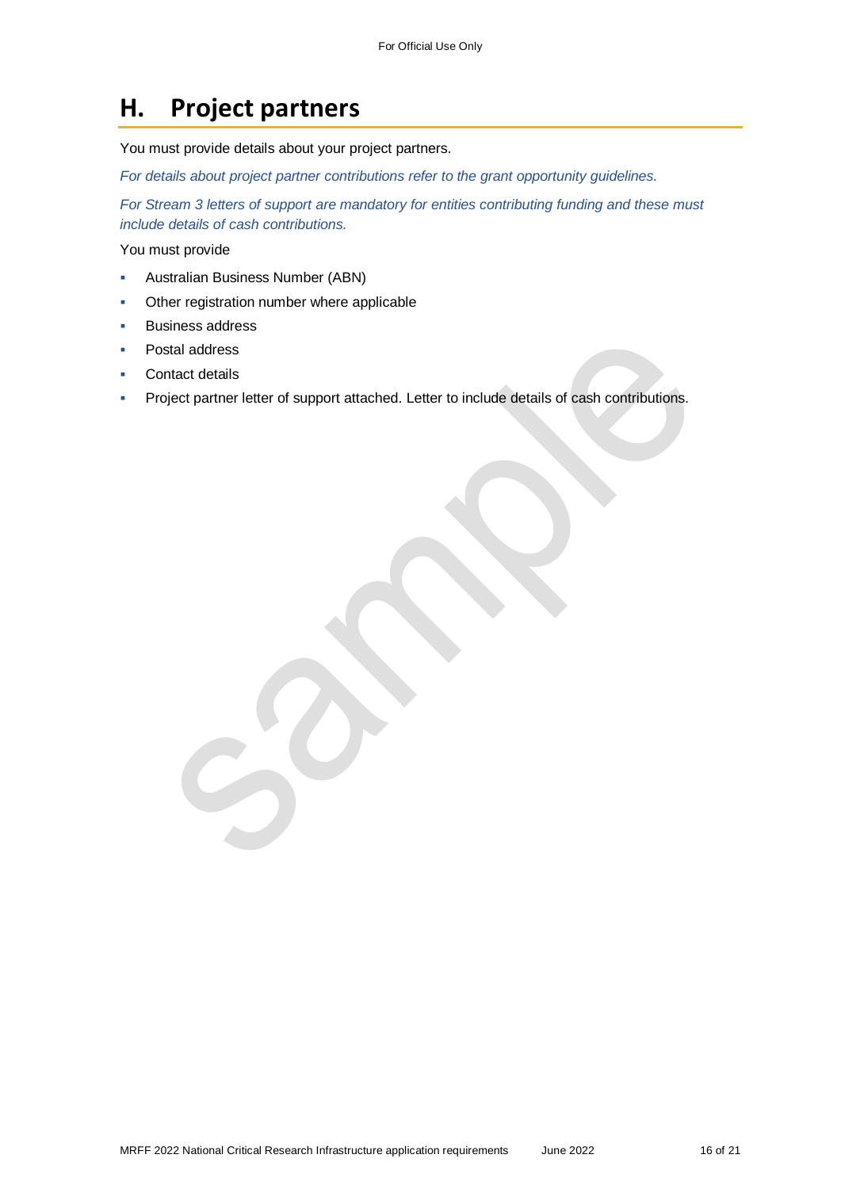# H. Project partners

You must provide details about your project partners.

*For details about project partner contributions refer to the grant opportunity guidelines.*

*For Stream 3 letters of support are mandatory for entities contributing funding and these must include details of cash contributions.*

You must provide

- Australian Business Number (ABN)
- Other registration number where applicable
- Business address
- Postal address
- Contact details
- Project partner letter of support attached. Letter to include details of cash contributions.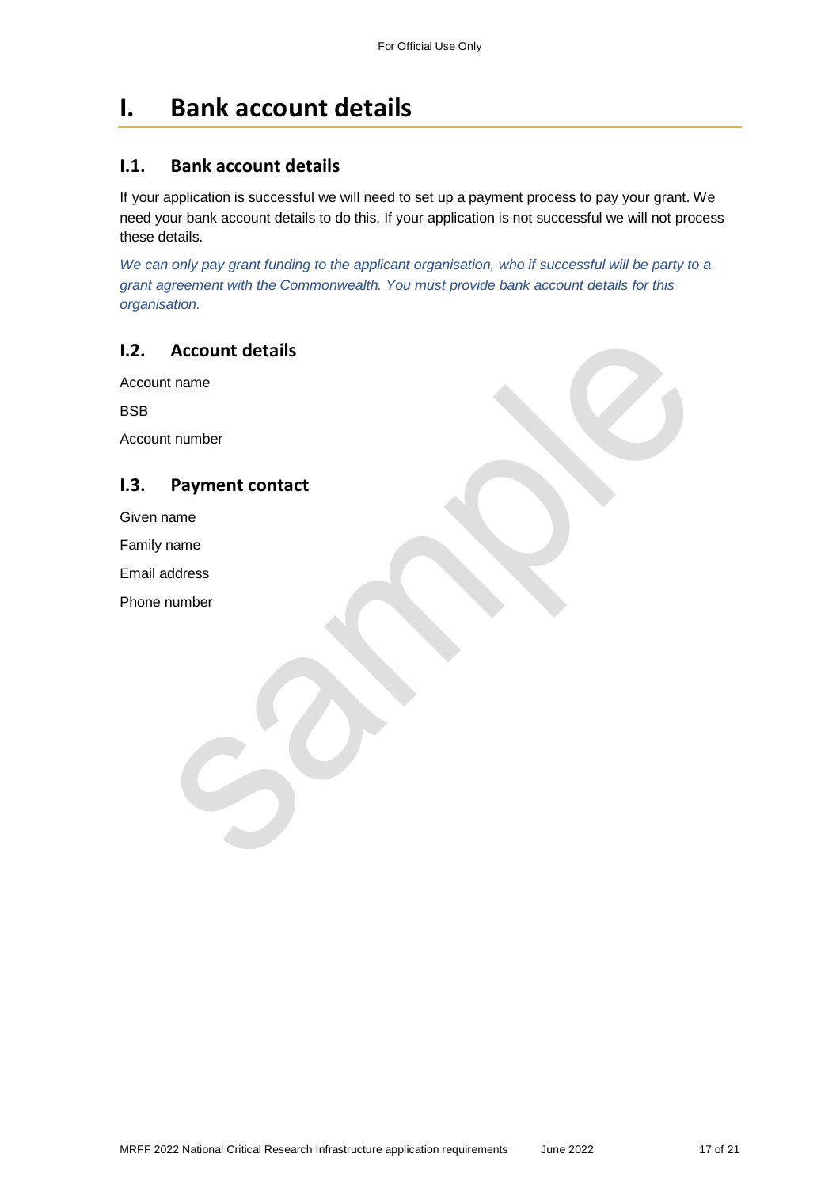# I. Bank account details

## I.1. Bank account details

If your application is successful we will need to set up a payment process to pay your grant. We need your bank account details to do this. If your application is not successful we will not process these details.

*We can only pay grant funding to the applicant organisation, who if successful will be party to a grant agreement with the Commonwealth. You must provide bank account details for this organisation.*

## I.2. Account details

Account name

BSB

Account number

## I.3. Payment contact

Given name

Family name

Email address

Phone number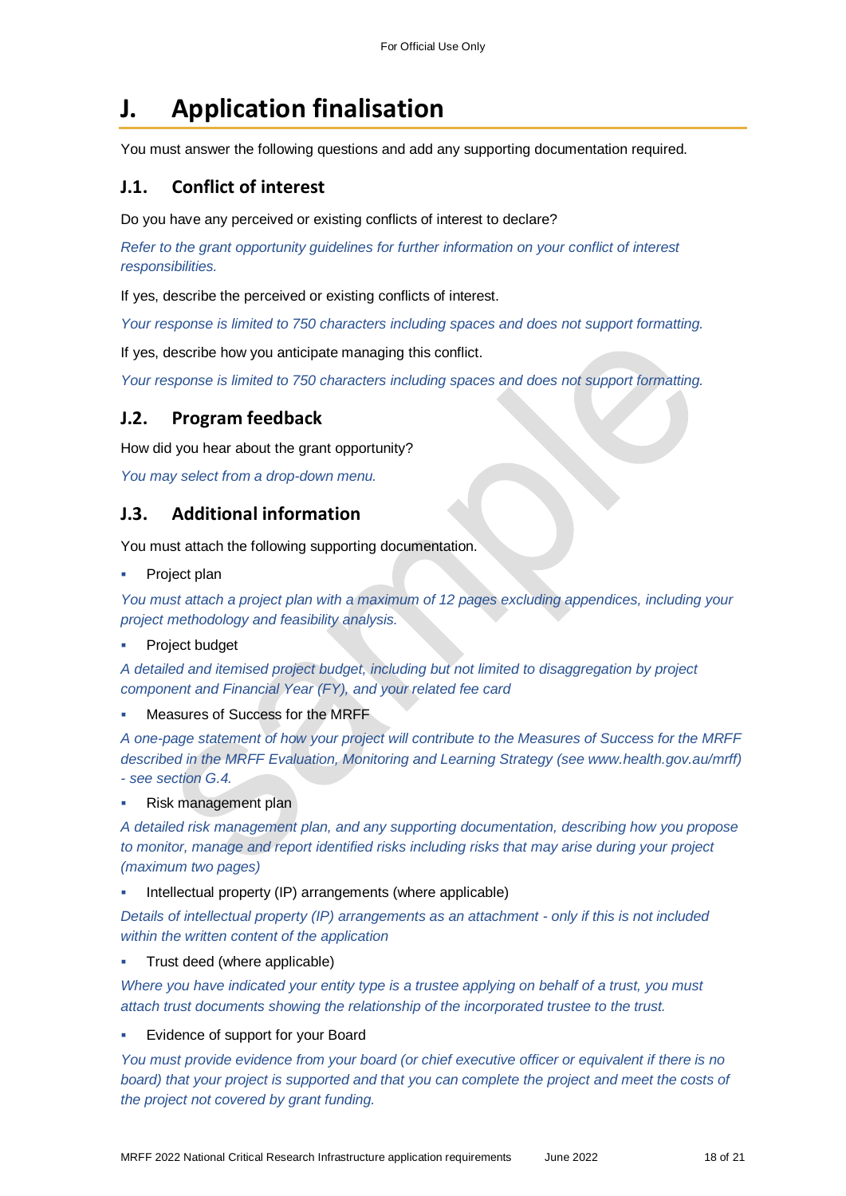# J. Application finalisation

You must answer the following questions and add any supporting documentation required.

## J.1. Conflict of interest

Do you have any perceived or existing conflicts of interest to declare?

*Refer to the grant opportunity guidelines for further information on your conflict of interest responsibilities.*

If yes, describe the perceived or existing conflicts of interest.

*Your response is limited to 750 characters including spaces and does not support formatting.*

If yes, describe how you anticipate managing this conflict.

*Your response is limited to 750 characters including spaces and does not support formatting.*

## J.2. Program feedback

How did you hear about the grant opportunity?

*You may select from a drop-down menu.*

## J.3. Additional information

You must attach the following supporting documentation.

- Project plan

*You must attach a project plan with a maximum of 12 pages excluding appendices, including your project methodology and feasibility analysis.*

- Project budget

*A detailed and itemised project budget, including but not limited to disaggregation by project component and Financial Year (FY), and your related fee card*

- Measures of Success for the MRFF

*A one-page statement of how your project will contribute to the Measures of Success for the MRFF described in the MRFF Evaluation, Monitoring and Learning Strategy (see www.health.gov.au/mrff) - see section G.4.*

- Risk management plan

*A detailed risk management plan, and any supporting documentation, describing how you propose to monitor, manage and report identified risks including risks that may arise during your project (maximum two pages)*

- Intellectual property (IP) arrangements (where applicable)

*Details of intellectual property (IP) arrangements as an attachment - only if this is not included within the written content of the application*

- Trust deed (where applicable)

*Where you have indicated your entity type is a trustee applying on behalf of a trust, you must attach trust documents showing the relationship of the incorporated trustee to the trust.*

- Evidence of support for your Board

*You must provide evidence from your board (or chief executive officer or equivalent if there is no board) that your project is supported and that you can complete the project and meet the costs of the project not covered by grant funding.*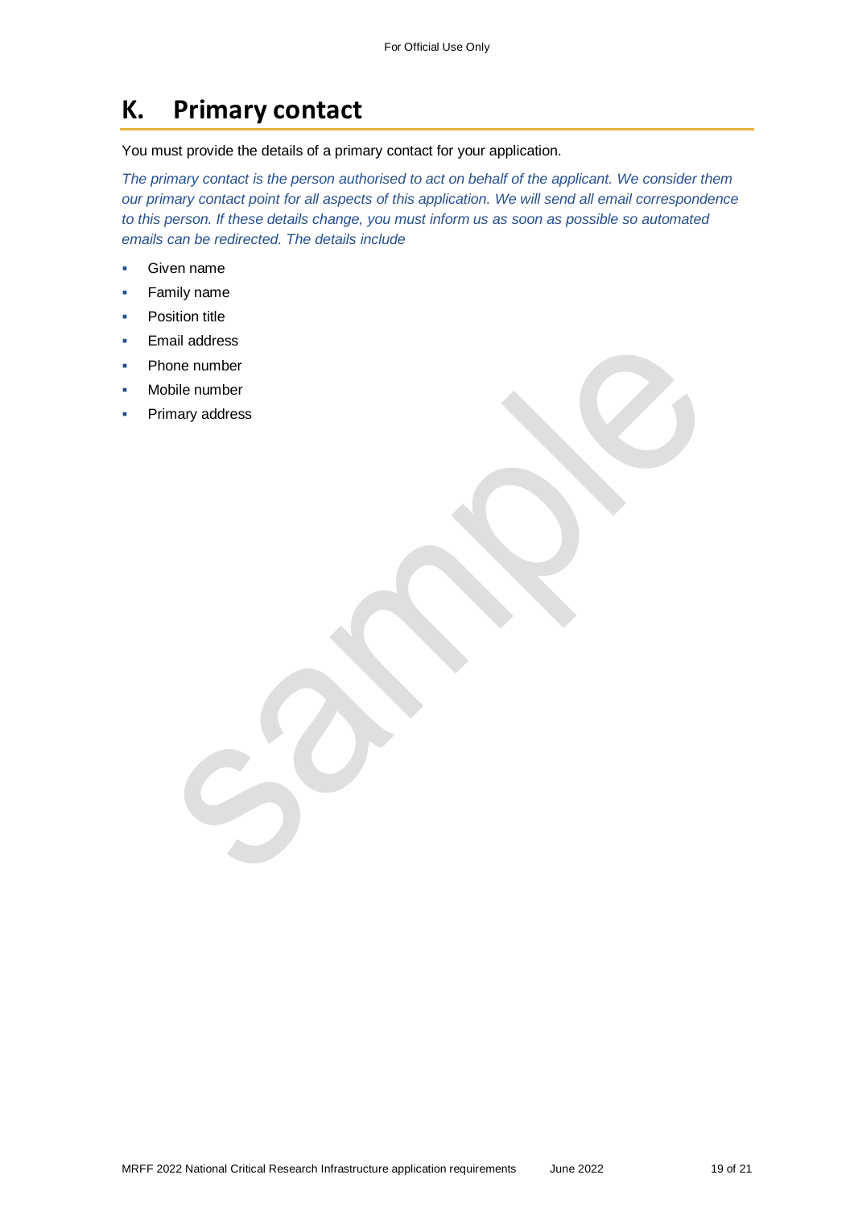# K. Primary contact

You must provide the details of a primary contact for your application.

*The primary contact is the person authorised to act on behalf of the applicant. We consider them our primary contact point for all aspects of this application. We will send all email correspondence to this person. If these details change, you must inform us as soon as possible so automated emails can be redirected. The details include*

- Given name
- Family name
- Position title
- Email address
- Phone number
- Mobile number
- Primary address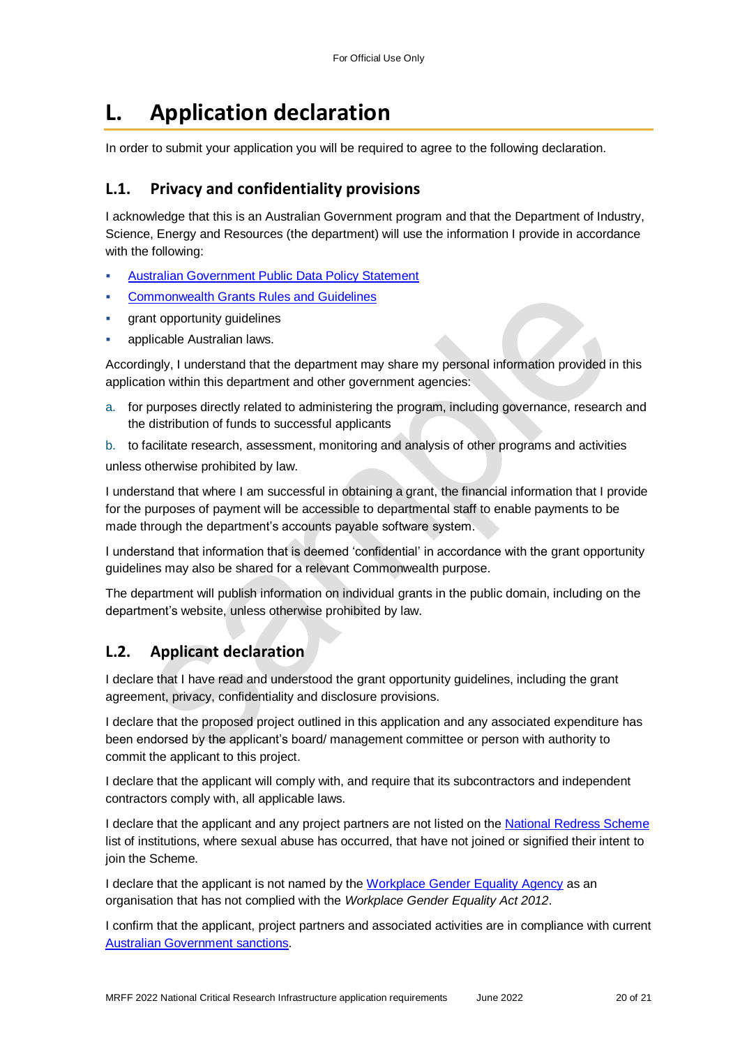# L. Application declaration

In order to submit your application you will be required to agree to the following declaration.

## L.1. Privacy and confidentiality provisions

I acknowledge that this is an Australian Government program and that the Department of Industry, Science, Energy and Resources (the department) will use the information I provide in accordance with the following:

- Australian Government Public Data Policy Statement
- Commonwealth Grants Rules and Guidelines
- grant opportunity guidelines
- applicable Australian laws.

Accordingly, I understand that the department may share my personal information provided in this application within this department and other government agencies:

a. for purposes directly related to administering the program, including governance, research and the distribution of funds to successful applicants
b. to facilitate research, assessment, monitoring and analysis of other programs and activities

unless otherwise prohibited by law.

I understand that where I am successful in obtaining a grant, the financial information that I provide for the purposes of payment will be accessible to departmental staff to enable payments to be made through the department's accounts payable software system.

I understand that information that is deemed 'confidential' in accordance with the grant opportunity guidelines may also be shared for a relevant Commonwealth purpose.

The department will publish information on individual grants in the public domain, including on the department's website, unless otherwise prohibited by law.

## L.2. Applicant declaration

I declare that I have read and understood the grant opportunity guidelines, including the grant agreement, privacy, confidentiality and disclosure provisions.

I declare that the proposed project outlined in this application and any associated expenditure has been endorsed by the applicant's board/ management committee or person with authority to commit the applicant to this project.

I declare that the applicant will comply with, and require that its subcontractors and independent contractors comply with, all applicable laws.

I declare that the applicant and any project partners are not listed on the National Redress Scheme list of institutions, where sexual abuse has occurred, that have not joined or signified their intent to join the Scheme.

I declare that the applicant is not named by the Workplace Gender Equality Agency as an organisation that has not complied with the *Workplace Gender Equality Act 2012*.

I confirm that the applicant, project partners and associated activities are in compliance with current Australian Government sanctions.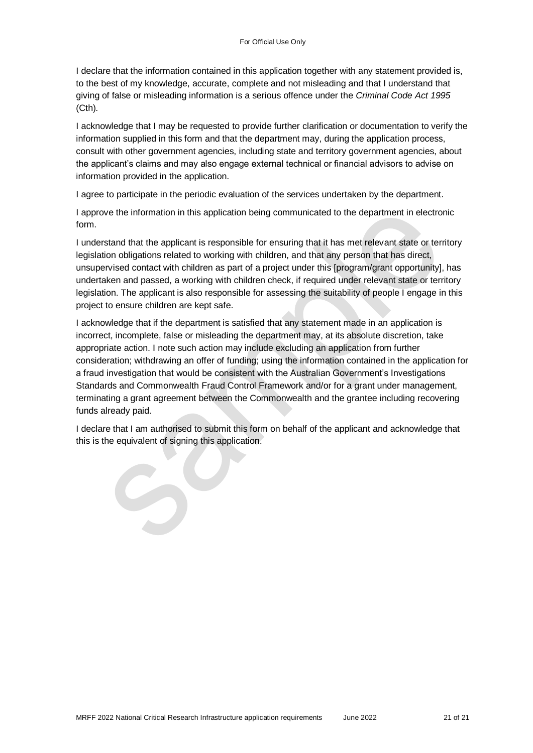I declare that the information contained in this application together with any statement provided is, to the best of my knowledge, accurate, complete and not misleading and that I understand that giving of false or misleading information is a serious offence under the *Criminal Code Act 1995* (Cth).

I acknowledge that I may be requested to provide further clarification or documentation to verify the information supplied in this form and that the department may, during the application process, consult with other government agencies, including state and territory government agencies, about the applicant's claims and may also engage external technical or financial advisors to advise on information provided in the application.

I agree to participate in the periodic evaluation of the services undertaken by the department.

I approve the information in this application being communicated to the department in electronic form.

I understand that the applicant is responsible for ensuring that it has met relevant state or territory legislation obligations related to working with children, and that any person that has direct, unsupervised contact with children as part of a project under this [program/grant opportunity], has undertaken and passed, a working with children check, if required under relevant state or territory legislation. The applicant is also responsible for assessing the suitability of people I engage in this project to ensure children are kept safe.

I acknowledge that if the department is satisfied that any statement made in an application is incorrect, incomplete, false or misleading the department may, at its absolute discretion, take appropriate action. I note such action may include excluding an application from further consideration; withdrawing an offer of funding; using the information contained in the application for a fraud investigation that would be consistent with the Australian Government's Investigations Standards and Commonwealth Fraud Control Framework and/or for a grant under management, terminating a grant agreement between the Commonwealth and the grantee including recovering funds already paid.

I declare that I am authorised to submit this form on behalf of the applicant and acknowledge that this is the equivalent of signing this application.